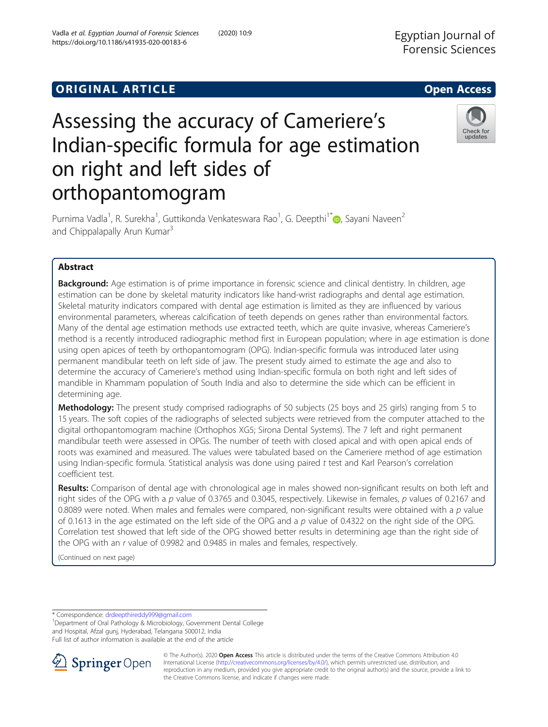ORIGINAL ARTICLE

Open Access

# Assessing the accuracy of Cameriere's Indian-specific formula for age estimation on right and left sides of orthopantomogram

Purnima Vadla[1], R. Surekha[1], Guttikonda Venkateswara Rao[1], G. Deepthi[1*], Sayani Naveen[2] and Chippalapally Arun Kumar[3]

## Abstract

**Background:** Age estimation is of prime importance in forensic science and clinical dentistry. In children, age estimation can be done by skeletal maturity indicators like hand-wrist radiographs and dental age estimation. Skeletal maturity indicators compared with dental age estimation is limited as they are influenced by various environmental parameters, whereas calcification of teeth depends on genes rather than environmental factors. Many of the dental age estimation methods use extracted teeth, which are quite invasive, whereas Cameriere's method is a recently introduced radiographic method first in European population; where in age estimation is done using open apices of teeth by orthopantomogram (OPG). Indian-specific formula was introduced later using permanent mandibular teeth on left side of jaw. The present study aimed to estimate the age and also to determine the accuracy of Cameriere's method using Indian-specific formula on both right and left sides of mandible in Khammam population of South India and also to determine the side which can be efficient in determining age.

**Methodology:** The present study comprised radiographs of 50 subjects (25 boys and 25 girls) ranging from 5 to 15 years. The soft copies of the radiographs of selected subjects were retrieved from the computer attached to the digital orthopantomogram machine (Orthophos XG5; Sirona Dental Systems). The 7 left and right permanent mandibular teeth were assessed in OPGs. The number of teeth with closed apical and with open apical ends of roots was examined and measured. The values were tabulated based on the Cameriere method of age estimation using Indian-specific formula. Statistical analysis was done using paired *t* test and Karl Pearson's correlation coefficient test.

**Results:** Comparison of dental age with chronological age in males showed non-significant results on both left and right sides of the OPG with a *p* value of 0.3765 and 0.3045, respectively. Likewise in females, *p* values of 0.2167 and 0.8089 were noted. When males and females were compared, non-significant results were obtained with a *p* value of 0.1613 in the age estimated on the left side of the OPG and a *p* value of 0.4322 on the right side of the OPG. Correlation test showed that left side of the OPG showed better results in determining age than the right side of the OPG with an *r* value of 0.9982 and 0.9485 in males and females, respectively.

(Continued on next page)

* Correspondence: drdeepthireddy999@gmail.com
[1]Department of Oral Pathology & Microbiology, Government Dental College and Hospital, Afzal gunj, Hyderabad, Telangana 500012, India
Full list of author information is available at the end of the article

© The Author(s). 2020 **Open Access** This article is distributed under the terms of the Creative Commons Attribution 4.0 International License (http://creativecommons.org/licenses/by/4.0/), which permits unrestricted use, distribution, and reproduction in any medium, provided you give appropriate credit to the original author(s) and the source, provide a link to the Creative Commons license, and indicate if changes were made.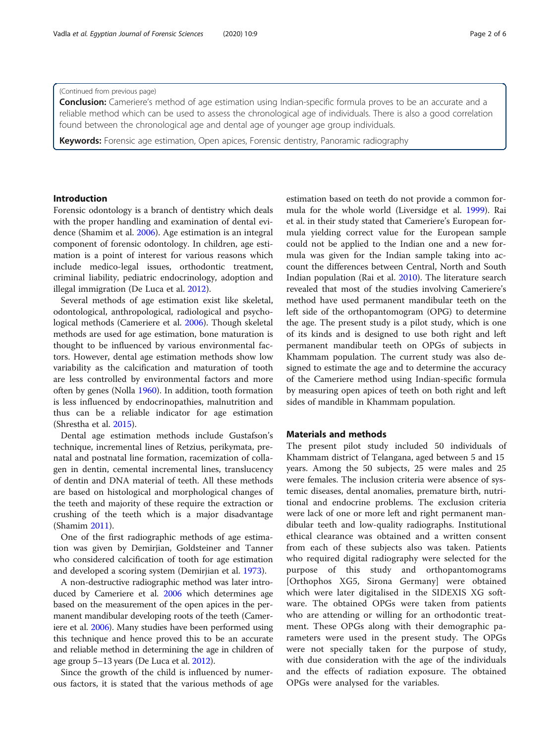(Continued from previous page)

**Conclusion:** Cameriere's method of age estimation using Indian-specific formula proves to be an accurate and a reliable method which can be used to assess the chronological age of individuals. There is also a good correlation found between the chronological age and dental age of younger age group individuals.

**Keywords:** Forensic age estimation, Open apices, Forensic dentistry, Panoramic radiography

## Introduction

Forensic odontology is a branch of dentistry which deals with the proper handling and examination of dental evidence (Shamim et al. 2006). Age estimation is an integral component of forensic odontology. In children, age estimation is a point of interest for various reasons which include medico-legal issues, orthodontic treatment, criminal liability, pediatric endocrinology, adoption and illegal immigration (De Luca et al. 2012).

Several methods of age estimation exist like skeletal, odontological, anthropological, radiological and psychological methods (Cameriere et al. 2006). Though skeletal methods are used for age estimation, bone maturation is thought to be influenced by various environmental factors. However, dental age estimation methods show low variability as the calcification and maturation of tooth are less controlled by environmental factors and more often by genes (Nolla 1960). In addition, tooth formation is less influenced by endocrinopathies, malnutrition and thus can be a reliable indicator for age estimation (Shrestha et al. 2015).

Dental age estimation methods include Gustafson's technique, incremental lines of Retzius, perikymata, prenatal and postnatal line formation, racemization of collagen in dentin, cemental incremental lines, translucency of dentin and DNA material of teeth. All these methods are based on histological and morphological changes of the teeth and majority of these require the extraction or crushing of the teeth which is a major disadvantage (Shamim 2011).

One of the first radiographic methods of age estimation was given by Demirjian, Goldsteiner and Tanner who considered calcification of tooth for age estimation and developed a scoring system (Demirjian et al. 1973).

A non-destructive radiographic method was later introduced by Cameriere et al. 2006 which determines age based on the measurement of the open apices in the permanent mandibular developing roots of the teeth (Cameriere et al. 2006). Many studies have been performed using this technique and hence proved this to be an accurate and reliable method in determining the age in children of age group 5–13 years (De Luca et al. 2012).

Since the growth of the child is influenced by numerous factors, it is stated that the various methods of age estimation based on teeth do not provide a common formula for the whole world (Liversidge et al. 1999). Rai et al. in their study stated that Cameriere's European formula yielding correct value for the European sample could not be applied to the Indian one and a new formula was given for the Indian sample taking into account the differences between Central, North and South Indian population (Rai et al. 2010). The literature search revealed that most of the studies involving Cameriere's method have used permanent mandibular teeth on the left side of the orthopantomogram (OPG) to determine the age. The present study is a pilot study, which is one of its kinds and is designed to use both right and left permanent mandibular teeth on OPGs of subjects in Khammam population. The current study was also designed to estimate the age and to determine the accuracy of the Cameriere method using Indian-specific formula by measuring open apices of teeth on both right and left sides of mandible in Khammam population.

## Materials and methods

The present pilot study included 50 individuals of Khammam district of Telangana, aged between 5 and 15 years. Among the 50 subjects, 25 were males and 25 were females. The inclusion criteria were absence of systemic diseases, dental anomalies, premature birth, nutritional and endocrine problems. The exclusion criteria were lack of one or more left and right permanent mandibular teeth and low-quality radiographs. Institutional ethical clearance was obtained and a written consent from each of these subjects also was taken. Patients who required digital radiography were selected for the purpose of this study and orthopantomograms [Orthophos XG5, Sirona Germany] were obtained which were later digitalised in the SIDEXIS XG software. The obtained OPGs were taken from patients who are attending or willing for an orthodontic treatment. These OPGs along with their demographic parameters were used in the present study. The OPGs were not specially taken for the purpose of study, with due consideration with the age of the individuals and the effects of radiation exposure. The obtained OPGs were analysed for the variables.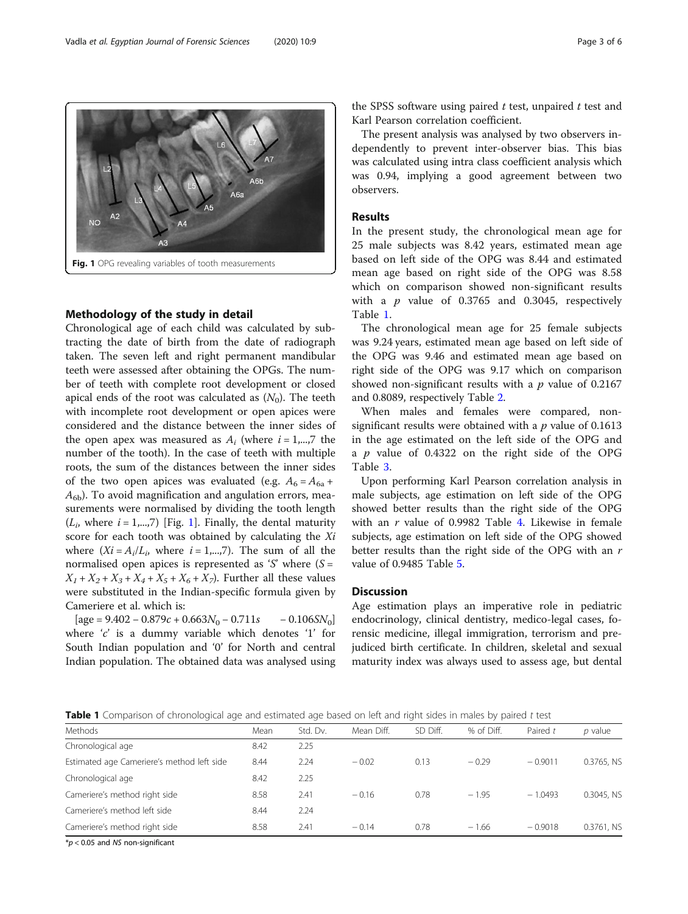Fig. 1 OPG revealing variables of tooth measurements

### Methodology of the study in detail

Chronological age of each child was calculated by subtracting the date of birth from the date of radiograph taken. The seven left and right permanent mandibular teeth were assessed after obtaining the OPGs. The number of teeth with complete root development or closed apical ends of the root was calculated as ($N_0$). The teeth with incomplete root development or open apices were considered and the distance between the inner sides of the open apex was measured as $A_i$ (where $i = 1,...,7$ the number of the tooth). In the case of teeth with multiple roots, the sum of the distances between the inner sides of the two open apices was evaluated (e.g. $A_6 = A_{6a} + A_{6b}$). To avoid magnification and angulation errors, measurements were normalised by dividing the tooth length ($L_i$, where $i = 1,...,7$) [Fig. 1]. Finally, the dental maturity score for each tooth was obtained by calculating the $Xi$ where ($Xi = A_i/L_i$, where $i = 1,...,7$). The sum of the normalised open apices is represented as '$S$' where ($S = X_1 + X_2 + X_3 + X_4 + X_5 + X_6 + X_7$). Further all these values were substituted in the Indian-specific formula given by Cameriere et al. which is:

[age = $9.402 - 0.879c + 0.663N_0 - 0.711s \quad - 0.106SN_0$]

where '$c$' is a dummy variable which denotes '1' for South Indian population and '0' for North and central Indian population. The obtained data was analysed using the SPSS software using paired $t$ test, unpaired $t$ test and Karl Pearson correlation coefficient.

The present analysis was analysed by two observers independently to prevent inter-observer bias. This bias was calculated using intra class coefficient analysis which was 0.94, implying a good agreement between two observers.

## Results

In the present study, the chronological mean age for 25 male subjects was 8.42 years, estimated mean age based on left side of the OPG was 8.44 and estimated mean age based on right side of the OPG was 8.58 which on comparison showed non-significant results with a $p$ value of 0.3765 and 0.3045, respectively Table 1.

The chronological mean age for 25 female subjects was 9.24 years, estimated mean age based on left side of the OPG was 9.46 and estimated mean age based on right side of the OPG was 9.17 which on comparison showed non-significant results with a $p$ value of 0.2167 and 0.8089, respectively Table 2.

When males and females were compared, non-significant results were obtained with a $p$ value of 0.1613 in the age estimated on the left side of the OPG and a $p$ value of 0.4322 on the right side of the OPG Table 3.

Upon performing Karl Pearson correlation analysis in male subjects, age estimation on left side of the OPG showed better results than the right side of the OPG with an $r$ value of 0.9982 Table 4. Likewise in female subjects, age estimation on left side of the OPG showed better results than the right side of the OPG with an $r$ value of 0.9485 Table 5.

## Discussion

Age estimation plays an imperative role in pediatric endocrinology, clinical dentistry, medico-legal cases, forensic medicine, illegal immigration, terrorism and prejudiced birth certificate. In children, skeletal and sexual maturity index was always used to assess age, but dental

**Table 1** Comparison of chronological age and estimated age based on left and right sides in males by paired $t$ test

| Methods | Mean | Std. Dv. | Mean Diff. | SD Diff. | % of Diff. | Paired $t$ | $p$ value |
|---|---|---|---|---|---|---|---|
| Chronological age | 8.42 | 2.25 | | | | | |
| Estimated age Cameriere's method left side | 8.44 | 2.24 | − 0.02 | 0.13 | − 0.29 | − 0.9011 | 0.3765, NS |
| Chronological age | 8.42 | 2.25 | | | | | |
| Cameriere's method right side | 8.58 | 2.41 | − 0.16 | 0.78 | − 1.95 | − 1.0493 | 0.3045, NS |
| Cameriere's method left side | 8.44 | 2.24 | | | | | |
| Cameriere's method right side | 8.58 | 2.41 | − 0.14 | 0.78 | − 1.66 | − 0.9018 | 0.3761, NS |

*$p < 0.05$ and NS non-significant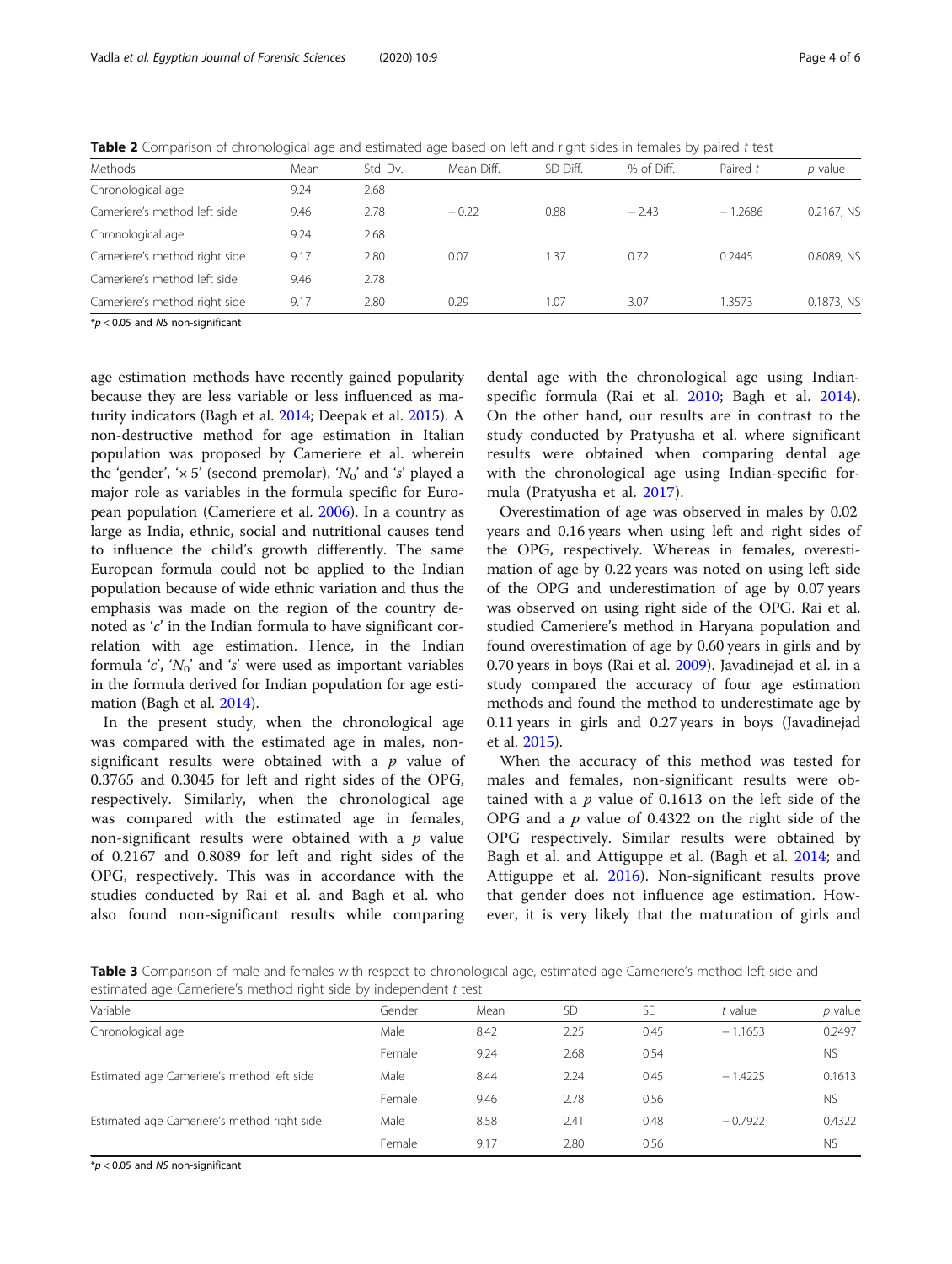**Table 2** Comparison of chronological age and estimated age based on left and right sides in females by paired *t* test

| Methods | Mean | Std. Dv. | Mean Diff. | SD Diff. | % of Diff. | Paired *t* | *p* value |
|---|---|---|---|---|---|---|---|
| Chronological age | 9.24 | 2.68 | | | | | |
| Cameriere's method left side | 9.46 | 2.78 | − 0.22 | 0.88 | − 2.43 | − 1.2686 | 0.2167, NS |
| Chronological age | 9.24 | 2.68 | | | | | |
| Cameriere's method right side | 9.17 | 2.80 | 0.07 | 1.37 | 0.72 | 0.2445 | 0.8089, NS |
| Cameriere's method left side | 9.46 | 2.78 | | | | | |
| Cameriere's method right side | 9.17 | 2.80 | 0.29 | 1.07 | 3.07 | 1.3573 | 0.1873, NS |

*$p < 0.05$ and *NS* non-significant

age estimation methods have recently gained popularity because they are less variable or less influenced as maturity indicators (Bagh et al. 2014; Deepak et al. 2015). A non-destructive method for age estimation in Italian population was proposed by Cameriere et al. wherein the 'gender', '× 5' (second premolar), '$N_0$' and '*s*' played a major role as variables in the formula specific for European population (Cameriere et al. 2006). In a country as large as India, ethnic, social and nutritional causes tend to influence the child's growth differently. The same European formula could not be applied to the Indian population because of wide ethnic variation and thus the emphasis was made on the region of the country denoted as '*c*' in the Indian formula to have significant correlation with age estimation. Hence, in the Indian formula '*c*', '$N_0$' and '*s*' were used as important variables in the formula derived for Indian population for age estimation (Bagh et al. 2014).

In the present study, when the chronological age was compared with the estimated age in males, non-significant results were obtained with a *p* value of 0.3765 and 0.3045 for left and right sides of the OPG, respectively. Similarly, when the chronological age was compared with the estimated age in females, non-significant results were obtained with a *p* value of 0.2167 and 0.8089 for left and right sides of the OPG, respectively. This was in accordance with the studies conducted by Rai et al. and Bagh et al. who also found non-significant results while comparing dental age with the chronological age using Indian-specific formula (Rai et al. 2010; Bagh et al. 2014). On the other hand, our results are in contrast to the study conducted by Pratyusha et al. where significant results were obtained when comparing dental age with the chronological age using Indian-specific formula (Pratyusha et al. 2017).

Overestimation of age was observed in males by 0.02 years and 0.16 years when using left and right sides of the OPG, respectively. Whereas in females, overestimation of age by 0.22 years was noted on using left side of the OPG and underestimation of age by 0.07 years was observed on using right side of the OPG. Rai et al. studied Cameriere's method in Haryana population and found overestimation of age by 0.60 years in girls and by 0.70 years in boys (Rai et al. 2009). Javadinejad et al. in a study compared the accuracy of four age estimation methods and found the method to underestimate age by 0.11 years in girls and 0.27 years in boys (Javadinejad et al. 2015).

When the accuracy of this method was tested for males and females, non-significant results were obtained with a *p* value of 0.1613 on the left side of the OPG and a *p* value of 0.4322 on the right side of the OPG respectively. Similar results were obtained by Bagh et al. and Attiguppe et al. (Bagh et al. 2014; and Attiguppe et al. 2016). Non-significant results prove that gender does not influence age estimation. However, it is very likely that the maturation of girls and

**Table 3** Comparison of male and females with respect to chronological age, estimated age Cameriere's method left side and estimated age Cameriere's method right side by independent *t* test

| Variable | Gender | Mean | SD | SE | *t* value | *p* value |
|---|---|---|---|---|---|---|
| Chronological age | Male | 8.42 | 2.25 | 0.45 | − 1.1653 | 0.2497 |
| | Female | 9.24 | 2.68 | 0.54 | | NS |
| Estimated age Cameriere's method left side | Male | 8.44 | 2.24 | 0.45 | − 1.4225 | 0.1613 |
| | Female | 9.46 | 2.78 | 0.56 | | NS |
| Estimated age Cameriere's method right side | Male | 8.58 | 2.41 | 0.48 | − 0.7922 | 0.4322 |
| | Female | 9.17 | 2.80 | 0.56 | | NS |

*$p < 0.05$ and *NS* non-significant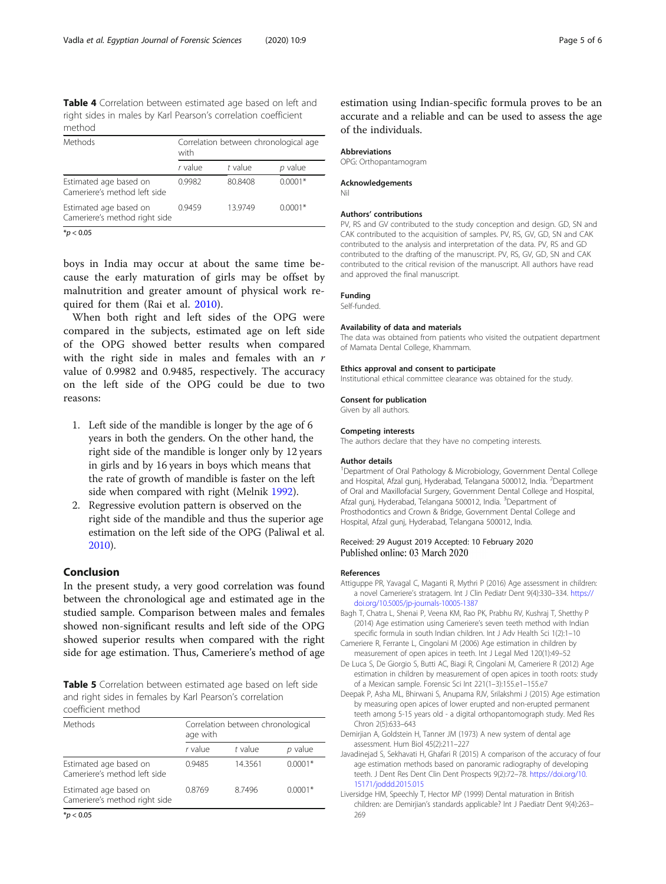**Table 4** Correlation between estimated age based on left and right sides in males by Karl Pearson's correlation coefficient method

| Methods | Correlation between chronological age with | | |
|---|---|---|---|
| | *r* value | *t* value | *p* value |
| Estimated age based on Cameriere's method left side | 0.9982 | 80.8408 | 0.0001* |
| Estimated age based on Cameriere's method right side | 0.9459 | 13.9749 | 0.0001* |

*$p < 0.05$

boys in India may occur at about the same time because the early maturation of girls may be offset by malnutrition and greater amount of physical work required for them (Rai et al. 2010).

When both right and left sides of the OPG were compared in the subjects, estimated age on left side of the OPG showed better results when compared with the right side in males and females with an *r* value of 0.9982 and 0.9485, respectively. The accuracy on the left side of the OPG could be due to two reasons:

1. Left side of the mandible is longer by the age of 6 years in both the genders. On the other hand, the right side of the mandible is longer only by 12 years in girls and by 16 years in boys which means that the rate of growth of mandible is faster on the left side when compared with right (Melnik 1992).
2. Regressive evolution pattern is observed on the right side of the mandible and thus the superior age estimation on the left side of the OPG (Paliwal et al. 2010).

## Conclusion

In the present study, a very good correlation was found between the chronological age and estimated age in the studied sample. Comparison between males and females showed non-significant results and left side of the OPG showed superior results when compared with the right side for age estimation. Thus, Cameriere's method of age estimation using Indian-specific formula proves to be an accurate and a reliable and can be used to assess the age of the individuals.

**Table 5** Correlation between estimated age based on left side and right sides in females by Karl Pearson's correlation coefficient method

| Methods | Correlation between chronological age with | | |
|---|---|---|---|
| | *r* value | *t* value | *p* value |
| Estimated age based on Cameriere's method left side | 0.9485 | 14.3561 | 0.0001* |
| Estimated age based on Cameriere's method right side | 0.8769 | 8.7496 | 0.0001* |

*$p < 0.05$

### Abbreviations

OPG: Orthopantamogram

### Acknowledgements

Nil

### Authors' contributions

PV, RS and GV contributed to the study conception and design. GD, SN and CAK contributed to the acquisition of samples. PV, RS, GV, GD, SN and CAK contributed to the analysis and interpretation of the data. PV, RS and GD contributed to the drafting of the manuscript. PV, RS, GV, GD, SN and CAK contributed to the critical revision of the manuscript. All authors have read and approved the final manuscript.

### Funding

Self-funded.

### Availability of data and materials

The data was obtained from patients who visited the outpatient department of Mamata Dental College, Khammam.

### Ethics approval and consent to participate

Institutional ethical committee clearance was obtained for the study.

### Consent for publication

Given by all authors.

### Competing interests

The authors declare that they have no competing interests.

### Author details

[1]Department of Oral Pathology & Microbiology, Government Dental College and Hospital, Afzal gunj, Hyderabad, Telangana 500012, India. [2]Department of Oral and Maxillofacial Surgery, Government Dental College and Hospital, Afzal gunj, Hyderabad, Telangana 500012, India. [3]Department of Prosthodontics and Crown & Bridge, Government Dental College and Hospital, Afzal gunj, Hyderabad, Telangana 500012, India.

Received: 29 August 2019 Accepted: 10 February 2020
Published online: 03 March 2020

### References

- Attiguppe PR, Yavagal C, Maganti R, Mythri P (2016) Age assessment in children: a novel Cameriere's stratagem. Int J Clin Pediatr Dent 9(4):330–334. https://doi.org/10.5005/jp-journals-10005-1387
- Bagh T, Chatra L, Shenai P, Veena KM, Rao PK, Prabhu RV, Kushraj T, Shetthy P (2014) Age estimation using Cameriere's seven teeth method with Indian specific formula in south Indian children. Int J Adv Health Sci 1(2):1–10
- Cameriere R, Ferrante L, Cingolani M (2006) Age estimation in children by measurement of open apices in teeth. Int J Legal Med 120(1):49–52
- De Luca S, De Giorgio S, Butti AC, Biagi R, Cingolani M, Cameriere R (2012) Age estimation in children by measurement of open apices in tooth roots: study of a Mexican sample. Forensic Sci Int 221(1–3):155.e1–155.e7
- Deepak P, Asha ML, Bhirwani S, Anupama RJV, Srilakshmi J (2015) Age estimation by measuring open apices of lower erupted and non-erupted permanent teeth among 5-15 years old - a digital orthopantomograph study. Med Res Chron 2(5):633–643
- Demirjian A, Goldstein H, Tanner JM (1973) A new system of dental age assessment. Hum Biol 45(2):211–227
- Javadinejad S, Sekhavati H, Ghafari R (2015) A comparison of the accuracy of four age estimation methods based on panoramic radiography of developing teeth. J Dent Res Dent Clin Dent Prospects 9(2):72–78. https://doi.org/10.15171/joddd.2015.015
- Liversidge HM, Speechly T, Hector MP (1999) Dental maturation in British children: are Demirjian's standards applicable? Int J Paediatr Dent 9(4):263–269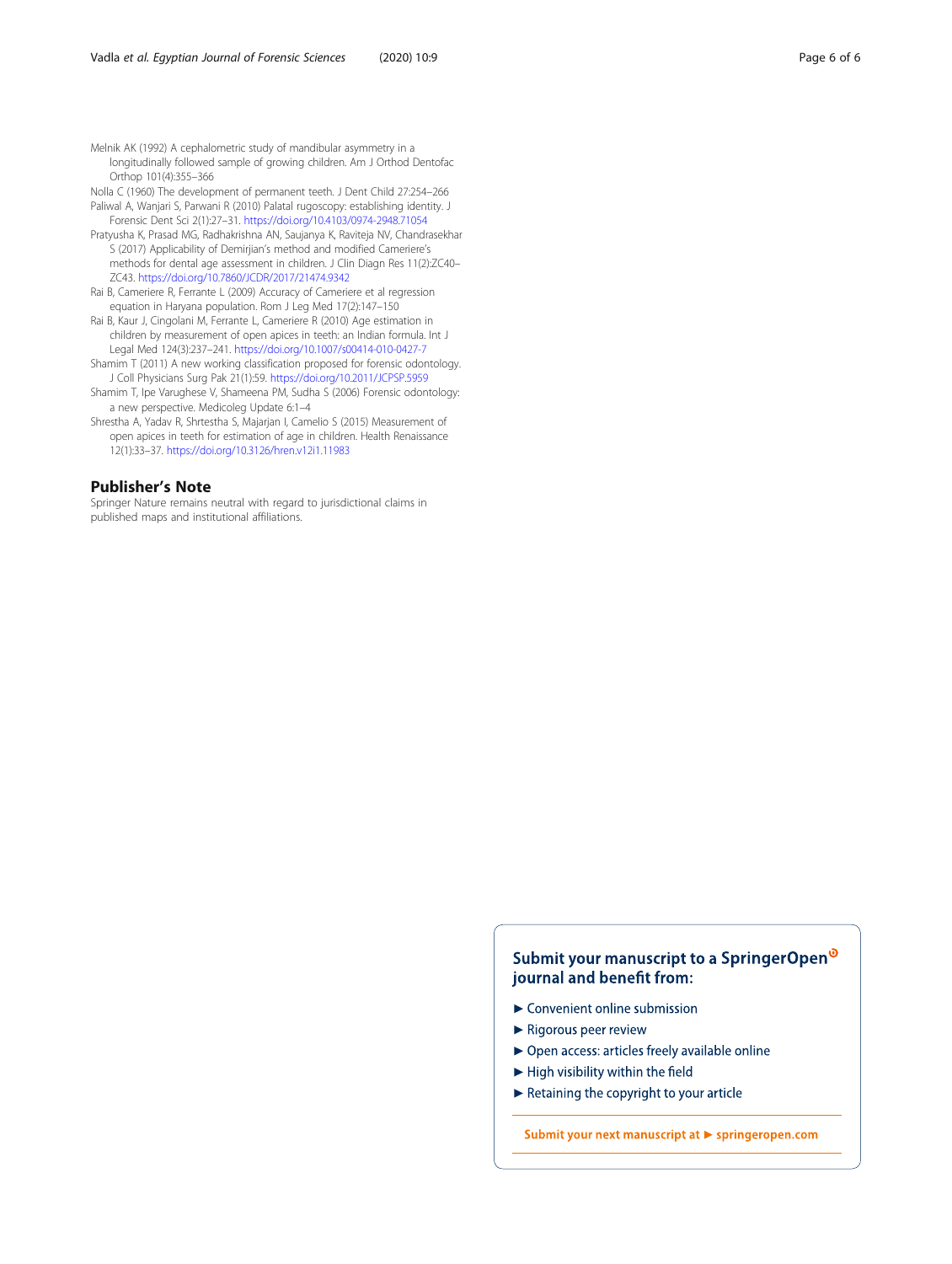Melnik AK (1992) A cephalometric study of mandibular asymmetry in a longitudinally followed sample of growing children. Am J Orthod Dentofac Orthop 101(4):355–366

Nolla C (1960) The development of permanent teeth. J Dent Child 27:254–266

Paliwal A, Wanjari S, Parwani R (2010) Palatal rugoscopy: establishing identity. J Forensic Dent Sci 2(1):27–31. https://doi.org/10.4103/0974-2948.71054

Pratyusha K, Prasad MG, Radhakrishna AN, Saujanya K, Raviteja NV, Chandrasekhar S (2017) Applicability of Demirjian's method and modified Cameriere's methods for dental age assessment in children. J Clin Diagn Res 11(2):ZC40–ZC43. https://doi.org/10.7860/JCDR/2017/21474.9342

Rai B, Cameriere R, Ferrante L (2009) Accuracy of Cameriere et al regression equation in Haryana population. Rom J Leg Med 17(2):147–150

Rai B, Kaur J, Cingolani M, Ferrante L, Cameriere R (2010) Age estimation in children by measurement of open apices in teeth: an Indian formula. Int J Legal Med 124(3):237–241. https://doi.org/10.1007/s00414-010-0427-7

Shamim T (2011) A new working classification proposed for forensic odontology. J Coll Physicians Surg Pak 21(1):59. https://doi.org/10.2011/JCPSP.5959

Shamim T, Ipe Varughese V, Shameena PM, Sudha S (2006) Forensic odontology: a new perspective. Medicoleg Update 6:1–4

Shrestha A, Yadav R, Shrtestha S, Majarjan I, Camelio S (2015) Measurement of open apices in teeth for estimation of age in children. Health Renaissance 12(1):33–37. https://doi.org/10.3126/hren.v12i1.11983

## Publisher's Note

Springer Nature remains neutral with regard to jurisdictional claims in published maps and institutional affiliations.

**Submit your manuscript to a SpringerOpen journal and benefit from:**

- ► Convenient online submission
- ► Rigorous peer review
- ► Open access: articles freely available online
- ► High visibility within the field
- ► Retaining the copyright to your article

**Submit your next manuscript at ► springeropen.com**